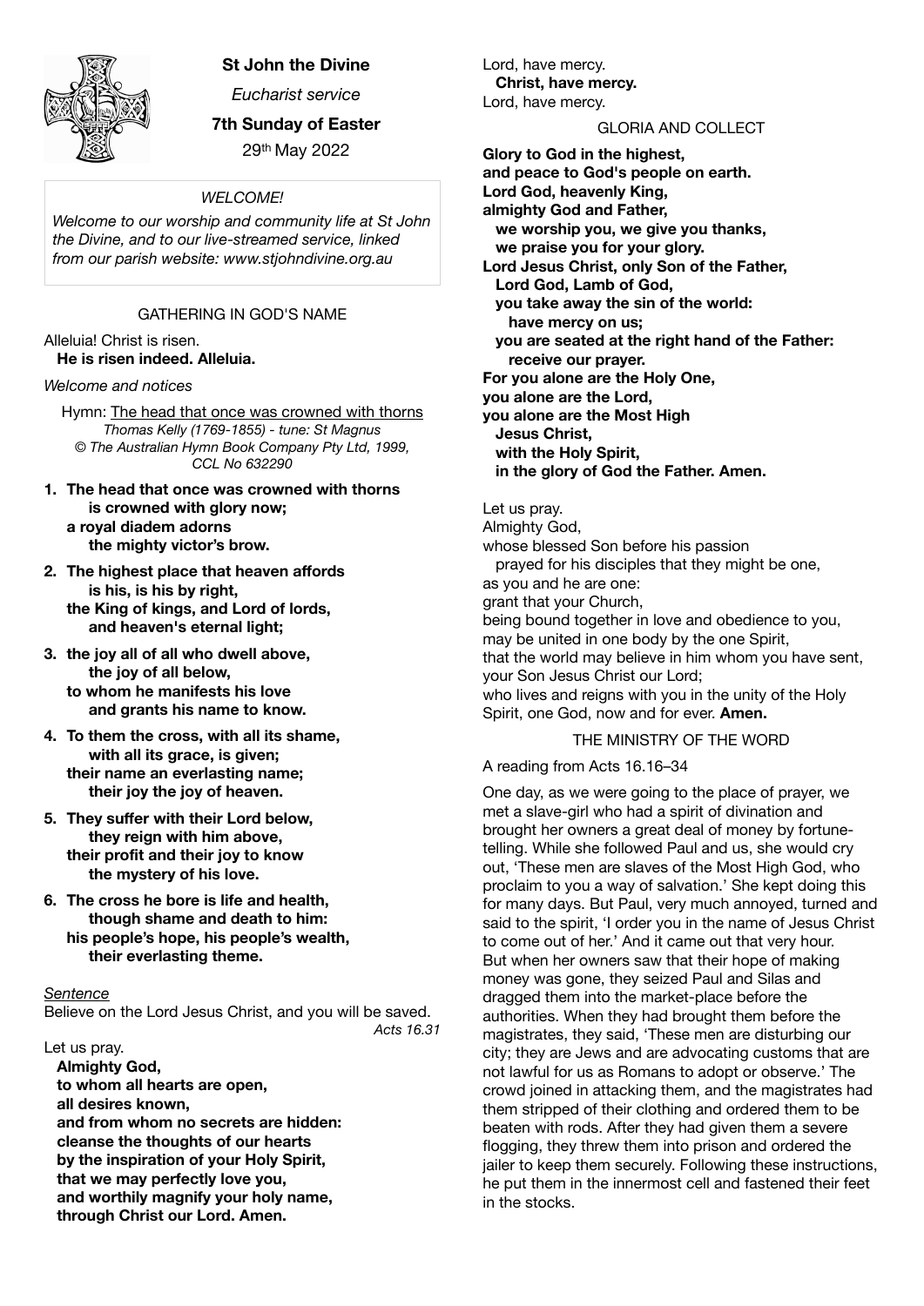# St John the Divine

*Eucharist service*

**7th Sunday of Easter**

29th May 2022

*WELCOME!*

*Welcome to our worship and community life at St John the Divine, and to our live-streamed service, linked from our parish website: www.stjohndivine.org.au*

## GATHERING IN GOD'S NAME

Alleluia! Christ is risen.
**He is risen indeed. Alleluia.**

*Welcome and notices*

Hymn: The head that once was crowned with thorns
*Thomas Kelly (1769-1855) - tune: St Magnus*
*© The Australian Hymn Book Company Pty Ltd, 1999, CCL No 632290*

1. **The head that once was crowned with thorns**
   **is crowned with glory now;**
   **a royal diadem adorns**
   **the mighty victor's brow.**

2. **The highest place that heaven affords**
   **is his, is his by right,**
   **the King of kings, and Lord of lords,**
   **and heaven's eternal light;**

3. **the joy all of all who dwell above,**
   **the joy of all below,**
   **to whom he manifests his love**
   **and grants his name to know.**

4. **To them the cross, with all its shame,**
   **with all its grace, is given;**
   **their name an everlasting name;**
   **their joy the joy of heaven.**

5. **They suffer with their Lord below,**
   **they reign with him above,**
   **their profit and their joy to know**
   **the mystery of his love.**

6. **The cross he bore is life and health,**
   **though shame and death to him:**
   **his people's hope, his people's wealth,**
   **their everlasting theme.**

*Sentence*

Believe on the Lord Jesus Christ, and you will be saved.
*Acts 16.31*

Let us pray.

**Almighty God,**
**to whom all hearts are open,**
**all desires known,**
**and from whom no secrets are hidden:**
**cleanse the thoughts of our hearts**
**by the inspiration of your Holy Spirit,**
**that we may perfectly love you,**
**and worthily magnify your holy name,**
**through Christ our Lord. Amen.**

Lord, have mercy.
**Christ, have mercy.**
Lord, have mercy.

## GLORIA AND COLLECT

**Glory to God in the highest,**
**and peace to God's people on earth.**
**Lord God, heavenly King,**
**almighty God and Father,**
**we worship you, we give you thanks,**
**we praise you for your glory.**
**Lord Jesus Christ, only Son of the Father,**
**Lord God, Lamb of God,**
**you take away the sin of the world:**
**have mercy on us;**
**you are seated at the right hand of the Father:**
**receive our prayer.**
**For you alone are the Holy One,**
**you alone are the Lord,**
**you alone are the Most High**
**Jesus Christ,**
**with the Holy Spirit,**
**in the glory of God the Father. Amen.**

Let us pray.
Almighty God,
whose blessed Son before his passion
prayed for his disciples that they might be one,
as you and he are one:
grant that your Church,
being bound together in love and obedience to you,
may be united in one body by the one Spirit,
that the world may believe in him whom you have sent,
your Son Jesus Christ our Lord;
who lives and reigns with you in the unity of the Holy Spirit, one God, now and for ever. **Amen.**

## THE MINISTRY OF THE WORD

A reading from Acts 16.16–34

One day, as we were going to the place of prayer, we met a slave-girl who had a spirit of divination and brought her owners a great deal of money by fortune-telling. While she followed Paul and us, she would cry out, 'These men are slaves of the Most High God, who proclaim to you a way of salvation.' She kept doing this for many days. But Paul, very much annoyed, turned and said to the spirit, 'I order you in the name of Jesus Christ to come out of her.' And it came out that very hour. But when her owners saw that their hope of making money was gone, they seized Paul and Silas and dragged them into the market-place before the authorities. When they had brought them before the magistrates, they said, 'These men are disturbing our city; they are Jews and are advocating customs that are not lawful for us as Romans to adopt or observe.' The crowd joined in attacking them, and the magistrates had them stripped of their clothing and ordered them to be beaten with rods. After they had given them a severe flogging, they threw them into prison and ordered the jailer to keep them securely. Following these instructions, he put them in the innermost cell and fastened their feet in the stocks.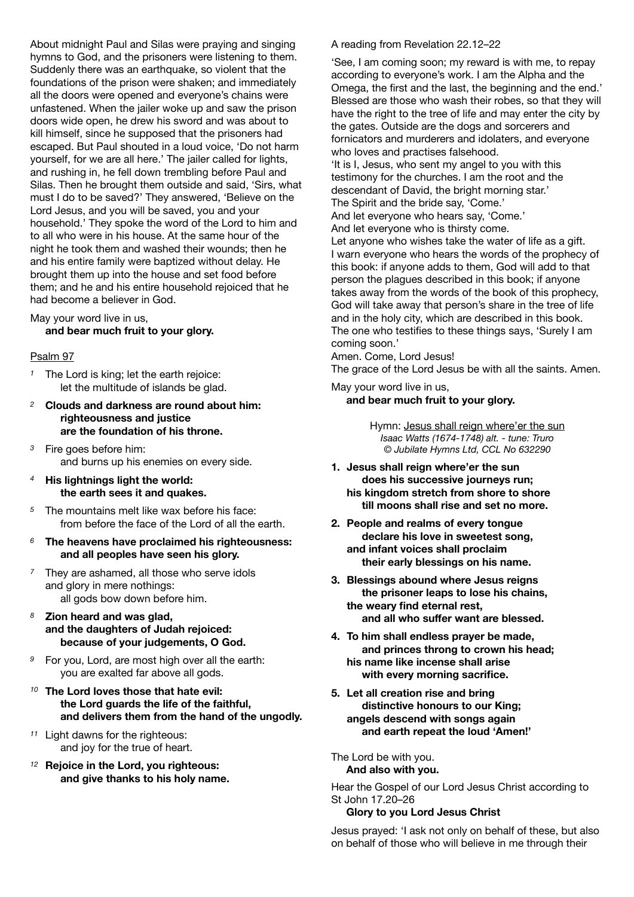About midnight Paul and Silas were praying and singing hymns to God, and the prisoners were listening to them. Suddenly there was an earthquake, so violent that the foundations of the prison were shaken; and immediately all the doors were opened and everyone's chains were unfastened. When the jailer woke up and saw the prison doors wide open, he drew his sword and was about to kill himself, since he supposed that the prisoners had escaped. But Paul shouted in a loud voice, 'Do not harm yourself, for we are all here.' The jailer called for lights, and rushing in, he fell down trembling before Paul and Silas. Then he brought them outside and said, 'Sirs, what must I do to be saved?' They answered, 'Believe on the Lord Jesus, and you will be saved, you and your household.' They spoke the word of the Lord to him and to all who were in his house. At the same hour of the night he took them and washed their wounds; then he and his entire family were baptized without delay. He brought them up into the house and set food before them; and he and his entire household rejoiced that he had become a believer in God.

May your word live in us,
**and bear much fruit to your glory.**

Psalm 97

1 The Lord is king; let the earth rejoice:
let the multitude of islands be glad.

2 **Clouds and darkness are round about him:
righteousness and justice
are the foundation of his throne.**

3 Fire goes before him:
and burns up his enemies on every side.

4 **His lightnings light the world:
the earth sees it and quakes.**

5 The mountains melt like wax before his face:
from before the face of the Lord of all the earth.

6 **The heavens have proclaimed his righteousness:
and all peoples have seen his glory.**

7 They are ashamed, all those who serve idols
and glory in mere nothings:
all gods bow down before him.

8 **Zion heard and was glad,
and the daughters of Judah rejoiced:
because of your judgements, O God.**

9 For you, Lord, are most high over all the earth:
you are exalted far above all gods.

10 **The Lord loves those that hate evil:
the Lord guards the life of the faithful,
and delivers them from the hand of the ungodly.**

11 Light dawns for the righteous:
and joy for the true of heart.

12 **Rejoice in the Lord, you righteous:
and give thanks to his holy name.**

A reading from Revelation 22.12–22

'See, I am coming soon; my reward is with me, to repay according to everyone's work. I am the Alpha and the Omega, the first and the last, the beginning and the end.' Blessed are those who wash their robes, so that they will have the right to the tree of life and may enter the city by the gates. Outside are the dogs and sorcerers and fornicators and murderers and idolaters, and everyone who loves and practises falsehood.
'It is I, Jesus, who sent my angel to you with this testimony for the churches. I am the root and the descendant of David, the bright morning star.'
The Spirit and the bride say, 'Come.'
And let everyone who hears say, 'Come.'
And let everyone who is thirsty come.
Let anyone who wishes take the water of life as a gift.
I warn everyone who hears the words of the prophecy of this book: if anyone adds to them, God will add to that person the plagues described in this book; if anyone takes away from the words of the book of this prophecy, God will take away that person's share in the tree of life and in the holy city, which are described in this book.
The one who testifies to these things says, 'Surely I am coming soon.'
Amen. Come, Lord Jesus!
The grace of the Lord Jesus be with all the saints. Amen.

May your word live in us,
**and bear much fruit to your glory.**

Hymn: Jesus shall reign where'er the sun
*Isaac Watts (1674-1748) alt. - tune: Truro*
*© Jubilate Hymns Ltd, CCL No 632290*

1. **Jesus shall reign where'er the sun
does his successive journeys run;
his kingdom stretch from shore to shore
till moons shall rise and set no more.**

2. **People and realms of every tongue
declare his love in sweetest song,
and infant voices shall proclaim
their early blessings on his name.**

3. **Blessings abound where Jesus reigns
the prisoner leaps to lose his chains,
the weary find eternal rest,
and all who suffer want are blessed.**

4. **To him shall endless prayer be made,
and princes throng to crown his head;
his name like incense shall arise
with every morning sacrifice.**

5. **Let all creation rise and bring
distinctive honours to our King;
angels descend with songs again
and earth repeat the loud 'Amen!'**

The Lord be with you.
**And also with you.**

Hear the Gospel of our Lord Jesus Christ according to St John 17.20–26
**Glory to you Lord Jesus Christ**

Jesus prayed: 'I ask not only on behalf of these, but also on behalf of those who will believe in me through their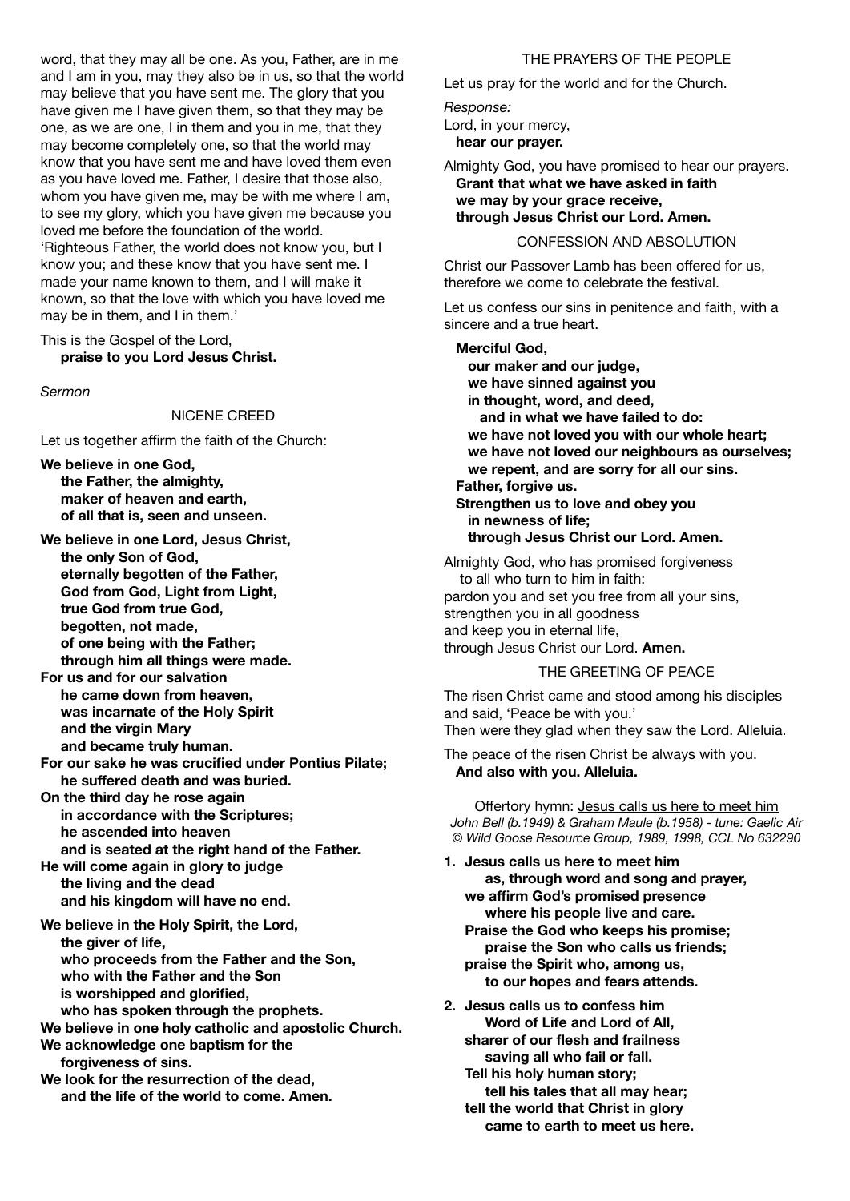word, that they may all be one. As you, Father, are in me and I am in you, may they also be in us, so that the world may believe that you have sent me. The glory that you have given me I have given them, so that they may be one, as we are one, I in them and you in me, that they may become completely one, so that the world may know that you have sent me and have loved them even as you have loved me. Father, I desire that those also, whom you have given me, may be with me where I am, to see my glory, which you have given me because you loved me before the foundation of the world.
'Righteous Father, the world does not know you, but I know you; and these know that you have sent me. I made your name known to them, and I will make it known, so that the love with which you have loved me may be in them, and I in them.'

This is the Gospel of the Lord,
**praise to you Lord Jesus Christ.**

*Sermon*

## NICENE CREED

Let us together affirm the faith of the Church:

**We believe in one God,**
**the Father, the almighty,**
**maker of heaven and earth,**
**of all that is, seen and unseen.**

**We believe in one Lord, Jesus Christ,**
**the only Son of God,**
**eternally begotten of the Father,**
**God from God, Light from Light,**
**true God from true God,**
**begotten, not made,**
**of one being with the Father;**
**through him all things were made.**
**For us and for our salvation**
**he came down from heaven,**
**was incarnate of the Holy Spirit**
**and the virgin Mary**
**and became truly human.**
**For our sake he was crucified under Pontius Pilate;**
**he suffered death and was buried.**
**On the third day he rose again**
**in accordance with the Scriptures;**
**he ascended into heaven**
**and is seated at the right hand of the Father.**
**He will come again in glory to judge**
**the living and the dead**
**and his kingdom will have no end.**

**We believe in the Holy Spirit, the Lord,**
**the giver of life,**
**who proceeds from the Father and the Son,**
**who with the Father and the Son**
**is worshipped and glorified,**
**who has spoken through the prophets.**
**We believe in one holy catholic and apostolic Church.**
**We acknowledge one baptism for the**
**forgiveness of sins.**
**We look for the resurrection of the dead,**
**and the life of the world to come. Amen.**

## THE PRAYERS OF THE PEOPLE

Let us pray for the world and for the Church.

*Response:*
Lord, in your mercy,
**hear our prayer.**

Almighty God, you have promised to hear our prayers.
**Grant that what we have asked in faith**
**we may by your grace receive,**
**through Jesus Christ our Lord. Amen.**

## CONFESSION AND ABSOLUTION

Christ our Passover Lamb has been offered for us, therefore we come to celebrate the festival.

Let us confess our sins in penitence and faith, with a sincere and a true heart.

**Merciful God,**
**our maker and our judge,**
**we have sinned against you**
**in thought, word, and deed,**
**and in what we have failed to do:**
**we have not loved you with our whole heart;**
**we have not loved our neighbours as ourselves;**
**we repent, and are sorry for all our sins.**
**Father, forgive us.**
**Strengthen us to love and obey you**
**in newness of life;**
**through Jesus Christ our Lord. Amen.**

Almighty God, who has promised forgiveness
to all who turn to him in faith:
pardon you and set you free from all your sins,
strengthen you in all goodness
and keep you in eternal life,
through Jesus Christ our Lord. **Amen.**

## THE GREETING OF PEACE

The risen Christ came and stood among his disciples and said, 'Peace be with you.'
Then were they glad when they saw the Lord. Alleluia.

The peace of the risen Christ be always with you.
**And also with you. Alleluia.**

Offertory hymn: Jesus calls us here to meet him
*John Bell (b.1949) & Graham Maule (b.1958) - tune: Gaelic Air*
*© Wild Goose Resource Group, 1989, 1998, CCL No 632290*

1. **Jesus calls us here to meet him**
**as, through word and song and prayer,**
**we affirm God's promised presence**
**where his people live and care.**
**Praise the God who keeps his promise;**
**praise the Son who calls us friends;**
**praise the Spirit who, among us,**
**to our hopes and fears attends.**

2. **Jesus calls us to confess him**
**Word of Life and Lord of All,**
**sharer of our flesh and frailness**
**saving all who fail or fall.**
**Tell his holy human story;**
**tell his tales that all may hear;**
**tell the world that Christ in glory**
**came to earth to meet us here.**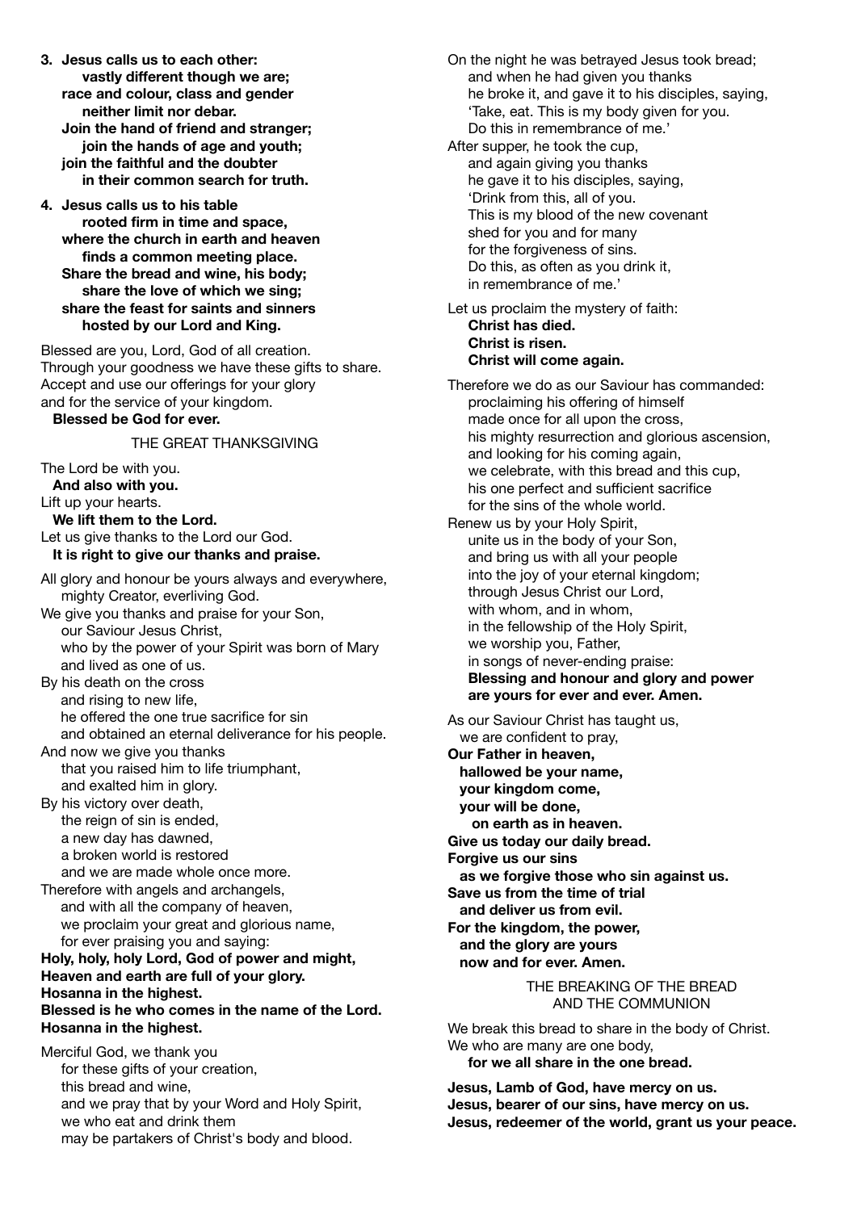3. **Jesus calls us to each other:**
   **vastly different though we are;**
   **race and colour, class and gender**
   **neither limit nor debar.**
   **Join the hand of friend and stranger;**
   **join the hands of age and youth;**
   **join the faithful and the doubter**
   **in their common search for truth.**

4. **Jesus calls us to his table**
   **rooted firm in time and space,**
   **where the church in earth and heaven**
   **finds a common meeting place.**
   **Share the bread and wine, his body;**
   **share the love of which we sing;**
   **share the feast for saints and sinners**
   **hosted by our Lord and King.**

Blessed are you, Lord, God of all creation.
Through your goodness we have these gifts to share.
Accept and use our offerings for your glory
and for the service of your kingdom.
**Blessed be God for ever.**

THE GREAT THANKSGIVING

The Lord be with you.
**And also with you.**
Lift up your hearts.
**We lift them to the Lord.**
Let us give thanks to the Lord our God.
**It is right to give our thanks and praise.**

All glory and honour be yours always and everywhere,
mighty Creator, everliving God.
We give you thanks and praise for your Son,
our Saviour Jesus Christ,
who by the power of your Spirit was born of Mary
and lived as one of us.
By his death on the cross
and rising to new life,
he offered the one true sacrifice for sin
and obtained an eternal deliverance for his people.
And now we give you thanks
that you raised him to life triumphant,
and exalted him in glory.
By his victory over death,
the reign of sin is ended,
a new day has dawned,
a broken world is restored
and we are made whole once more.
Therefore with angels and archangels,
and with all the company of heaven,
we proclaim your great and glorious name,
for ever praising you and saying:
**Holy, holy, holy Lord, God of power and might,**
**Heaven and earth are full of your glory.**
**Hosanna in the highest.**
**Blessed is he who comes in the name of the Lord.**
**Hosanna in the highest.**

Merciful God, we thank you
for these gifts of your creation,
this bread and wine,
and we pray that by your Word and Holy Spirit,
we who eat and drink them
may be partakers of Christ's body and blood.

On the night he was betrayed Jesus took bread;
and when he had given you thanks
he broke it, and gave it to his disciples, saying,
'Take, eat. This is my body given for you.
Do this in remembrance of me.'
After supper, he took the cup,
and again giving you thanks
he gave it to his disciples, saying,
'Drink from this, all of you.
This is my blood of the new covenant
shed for you and for many
for the forgiveness of sins.
Do this, as often as you drink it,
in remembrance of me.'

Let us proclaim the mystery of faith:
**Christ has died.**
**Christ is risen.**
**Christ will come again.**

Therefore we do as our Saviour has commanded:
proclaiming his offering of himself
made once for all upon the cross,
his mighty resurrection and glorious ascension,
and looking for his coming again,
we celebrate, with this bread and this cup,
his one perfect and sufficient sacrifice
for the sins of the whole world.
Renew us by your Holy Spirit,
unite us in the body of your Son,
and bring us with all your people
into the joy of your eternal kingdom;
through Jesus Christ our Lord,
with whom, and in whom,
in the fellowship of the Holy Spirit,
we worship you, Father,
in songs of never-ending praise:
**Blessing and honour and glory and power**
**are yours for ever and ever. Amen.**

As our Saviour Christ has taught us,
we are confident to pray,
**Our Father in heaven,**
**hallowed be your name,**
**your kingdom come,**
**your will be done,**
**on earth as in heaven.**
**Give us today our daily bread.**
**Forgive us our sins**
**as we forgive those who sin against us.**
**Save us from the time of trial**
**and deliver us from evil.**
**For the kingdom, the power,**
**and the glory are yours**
**now and for ever. Amen.**

THE BREAKING OF THE BREAD
AND THE COMMUNION

We break this bread to share in the body of Christ.
We who are many are one body,
**for we all share in the one bread.**

**Jesus, Lamb of God, have mercy on us.**
**Jesus, bearer of our sins, have mercy on us.**
**Jesus, redeemer of the world, grant us your peace.**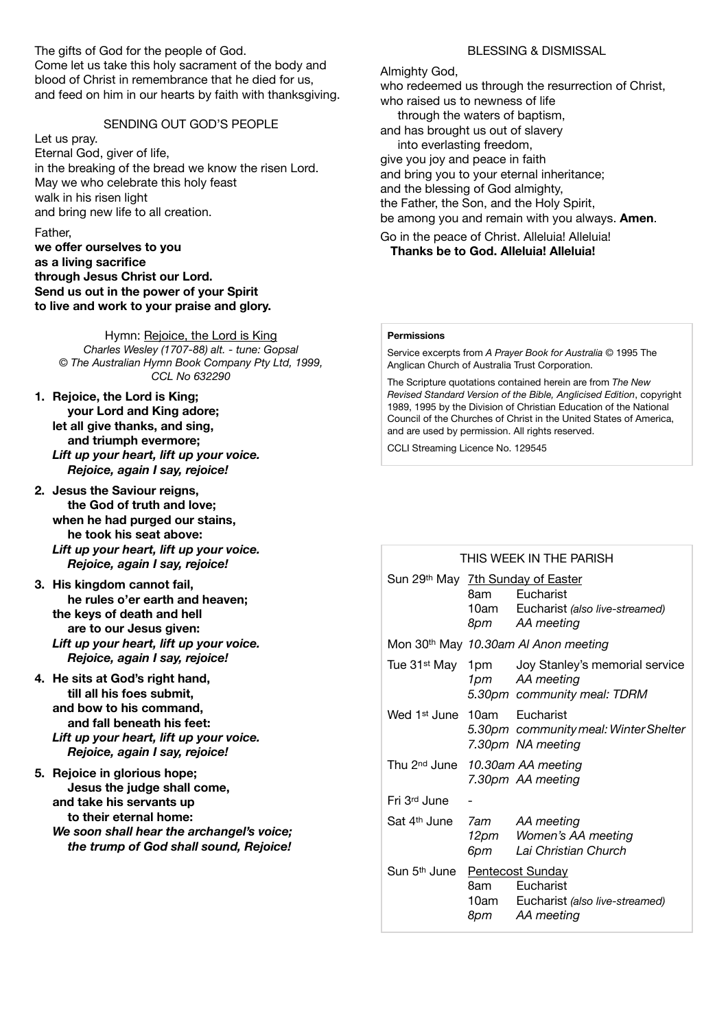The gifts of God for the people of God.
Come let us take this holy sacrament of the body and blood of Christ in remembrance that he died for us, and feed on him in our hearts by faith with thanksgiving.

## SENDING OUT GOD'S PEOPLE

Let us pray.
Eternal God, giver of life,
in the breaking of the bread we know the risen Lord.
May we who celebrate this holy feast
walk in his risen light
and bring new life to all creation.

Father,
**we offer ourselves to you**
**as a living sacrifice**
**through Jesus Christ our Lord.**
**Send us out in the power of your Spirit**
**to live and work to your praise and glory.**

Hymn: Rejoice, the Lord is King
*Charles Wesley (1707-88) alt. - tune: Gopsal*
*© The Australian Hymn Book Company Pty Ltd, 1999, CCL No 632290*

**1. Rejoice, the Lord is King;**
**your Lord and King adore;**
**let all give thanks, and sing,**
**and triumph evermore;**
***Lift up your heart, lift up your voice.***
***Rejoice, again I say, rejoice!***

**2. Jesus the Saviour reigns,**
**the God of truth and love;**
**when he had purged our stains,**
**he took his seat above:**
***Lift up your heart, lift up your voice.***
***Rejoice, again I say, rejoice!***

**3. His kingdom cannot fail,**
**he rules o'er earth and heaven;**
**the keys of death and hell**
**are to our Jesus given:**
***Lift up your heart, lift up your voice.***
***Rejoice, again I say, rejoice!***

**4. He sits at God's right hand,**
**till all his foes submit,**
**and bow to his command,**
**and fall beneath his feet:**
***Lift up your heart, lift up your voice.***
***Rejoice, again I say, rejoice!***

**5. Rejoice in glorious hope;**
**Jesus the judge shall come,**
**and take his servants up**
**to their eternal home:**
***We soon shall hear the archangel's voice;***
***the trump of God shall sound, Rejoice!***

## BLESSING & DISMISSAL

Almighty God,
who redeemed us through the resurrection of Christ,
who raised us to newness of life
through the waters of baptism,
and has brought us out of slavery
into everlasting freedom,
give you joy and peace in faith
and bring you to your eternal inheritance;
and the blessing of God almighty,
the Father, the Son, and the Holy Spirit,
be among you and remain with you always. **Amen**.

Go in the peace of Christ. Alleluia! Alleluia!
**Thanks be to God. Alleluia! Alleluia!**

**Permissions**

Service excerpts from *A Prayer Book for Australia* © 1995 The Anglican Church of Australia Trust Corporation.

The Scripture quotations contained herein are from *The New Revised Standard Version of the Bible, Anglicised Edition*, copyright 1989, 1995 by the Division of Christian Education of the National Council of the Churches of Christ in the United States of America, and are used by permission. All rights reserved.

CCLI Streaming Licence No. 129545

## THIS WEEK IN THE PARISH

| Day | Time | Event |
|---|---|---|
| Sun 29th May | | 7th Sunday of Easter |
| | 8am | Eucharist |
| | 10am | Eucharist *(also live-streamed)* |
| | *8pm* | *AA meeting* |
| Mon 30th May | *10.30am* | *Al Anon meeting* |
| Tue 31st May | 1pm | Joy Stanley's memorial service |
| | *1pm* | *AA meeting* |
| | *5.30pm* | *community meal: TDRM* |
| Wed 1st June | 10am | Eucharist |
| | *5.30pm* | *community meal: Winter Shelter* |
| | *7.30pm* | *NA meeting* |
| Thu 2nd June | *10.30am* | *AA meeting* |
| | *7.30pm* | *AA meeting* |
| Fri 3rd June | - | |
| Sat 4th June | *7am* | *AA meeting* |
| | *12pm* | *Women's AA meeting* |
| | *6pm* | *Lai Christian Church* |
| Sun 5th June | | Pentecost Sunday |
| | 8am | Eucharist |
| | 10am | Eucharist *(also live-streamed)* |
| | *8pm* | *AA meeting* |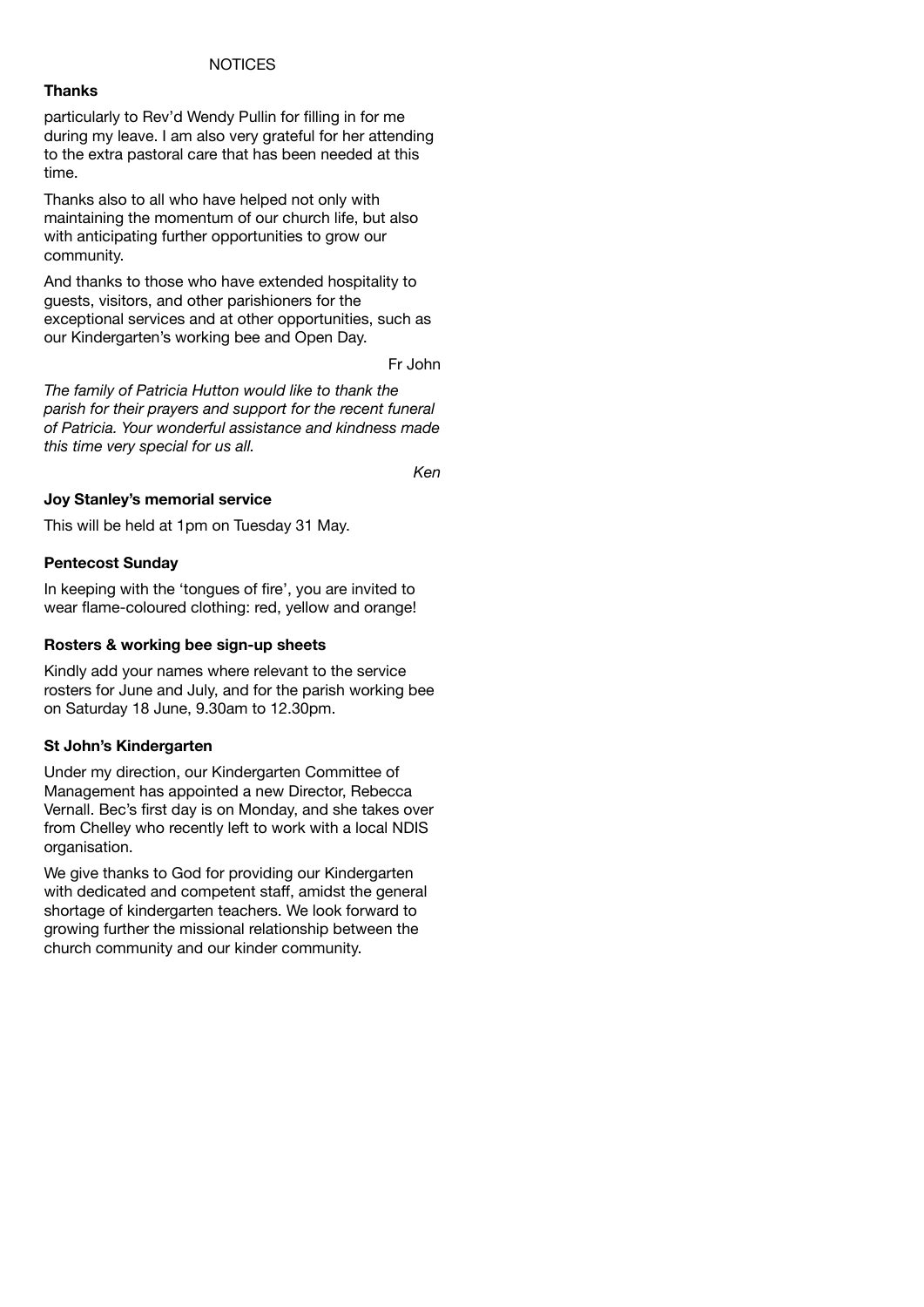NOTICES

**Thanks**

particularly to Rev'd Wendy Pullin for filling in for me during my leave. I am also very grateful for her attending to the extra pastoral care that has been needed at this time.

Thanks also to all who have helped not only with maintaining the momentum of our church life, but also with anticipating further opportunities to grow our community.

And thanks to those who have extended hospitality to guests, visitors, and other parishioners for the exceptional services and at other opportunities, such as our Kindergarten's working bee and Open Day.

Fr John

*The family of Patricia Hutton would like to thank the parish for their prayers and support for the recent funeral of Patricia. Your wonderful assistance and kindness made this time very special for us all.*

*Ken*

**Joy Stanley's memorial service**

This will be held at 1pm on Tuesday 31 May.

**Pentecost Sunday**

In keeping with the 'tongues of fire', you are invited to wear flame-coloured clothing: red, yellow and orange!

**Rosters & working bee sign-up sheets**

Kindly add your names where relevant to the service rosters for June and July, and for the parish working bee on Saturday 18 June, 9.30am to 12.30pm.

**St John's Kindergarten**

Under my direction, our Kindergarten Committee of Management has appointed a new Director, Rebecca Vernall. Bec's first day is on Monday, and she takes over from Chelley who recently left to work with a local NDIS organisation.

We give thanks to God for providing our Kindergarten with dedicated and competent staff, amidst the general shortage of kindergarten teachers. We look forward to growing further the missional relationship between the church community and our kinder community.